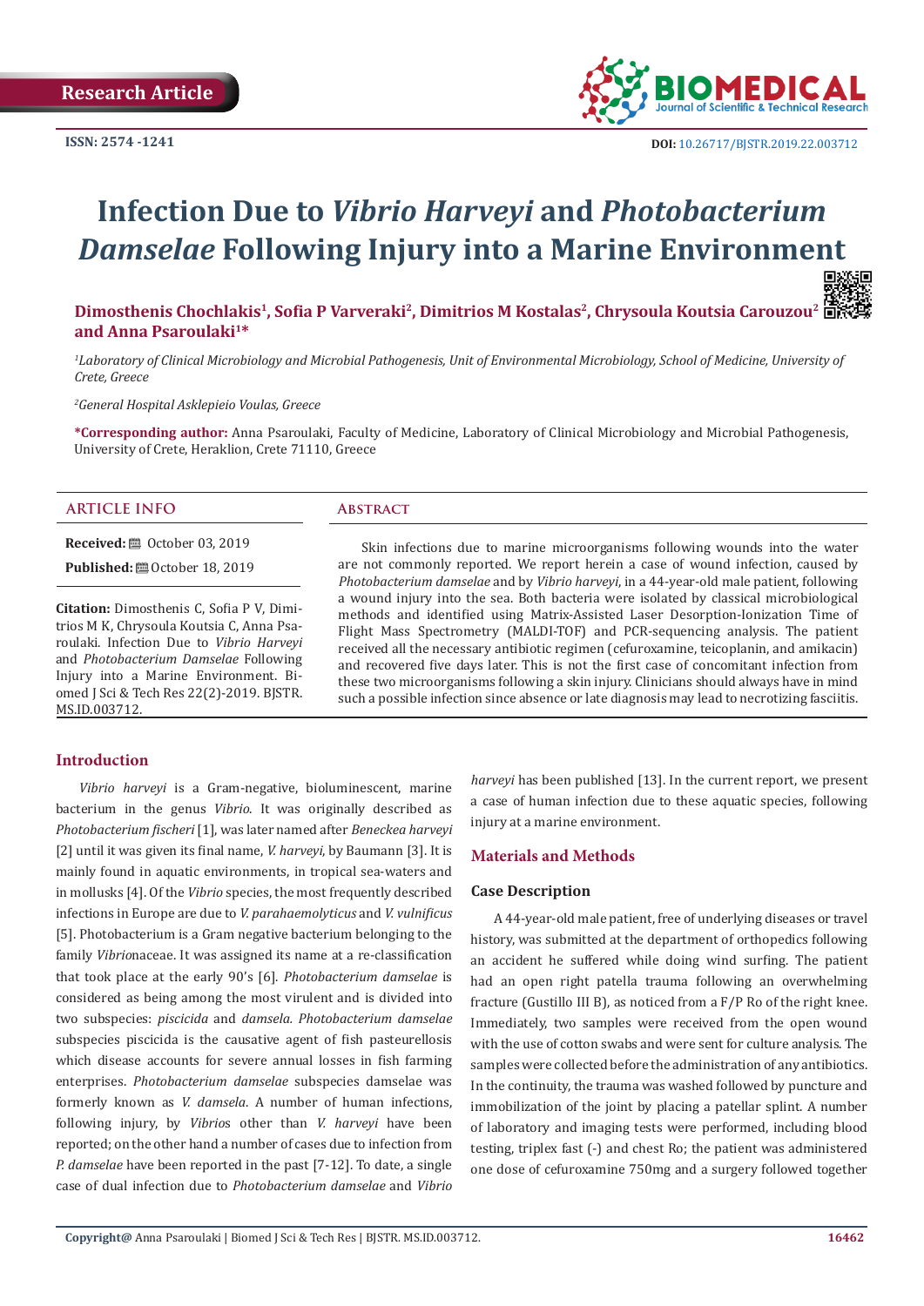Research Article

ISSN: 2574 -1241

DOI: 10.26717/BJSTR.2019.22.003712

# Infection Due to *Vibrio Harveyi* and *Photobacterium Damselae* Following Injury into a Marine Environment

**Dimosthenis Chochlakis[1], Sofia P Varveraki[2], Dimitrios M Kostalas[2], Chrysoula Koutsia Carouzou[2] and Anna Psaroulaki[1]***

*[1]Laboratory of Clinical Microbiology and Microbial Pathogenesis, Unit of Environmental Microbiology, School of Medicine, University of Crete, Greece*

*[2]General Hospital Asklepieio Voulas, Greece*

**\*Corresponding author:** Anna Psaroulaki, Faculty of Medicine, Laboratory of Clinical Microbiology and Microbial Pathogenesis, University of Crete, Heraklion, Crete 71110, Greece

## ARTICLE INFO

**Received:** October 03, 2019

**Published:** October 18, 2019

**Citation:** Dimosthenis C, Sofia P V, Dimitrios M K, Chrysoula Koutsia C, Anna Psaroulaki. Infection Due to *Vibrio Harveyi* and *Photobacterium Damselae* Following Injury into a Marine Environment. Biomed J Sci & Tech Res 22(2)-2019. BJSTR. MS.ID.003712.

## Abstract

Skin infections due to marine microorganisms following wounds into the water are not commonly reported. We report herein a case of wound infection, caused by *Photobacterium damselae* and by *Vibrio harveyi*, in a 44-year-old male patient, following a wound injury into the sea. Both bacteria were isolated by classical microbiological methods and identified using Matrix-Assisted Laser Desorption-Ionization Time of Flight Mass Spectrometry (MALDI-TOF) and PCR-sequencing analysis. The patient received all the necessary antibiotic regimen (cefuroxamine, teicoplanin, and amikacin) and recovered five days later. This is not the first case of concomitant infection from these two microorganisms following a skin injury. Clinicians should always have in mind such a possible infection since absence or late diagnosis may lead to necrotizing fasciitis.

## Introduction

*Vibrio harveyi* is a Gram-negative, bioluminescent, marine bacterium in the genus *Vibrio*. It was originally described as *Photobacterium fischeri* [1], was later named after *Beneckea harveyi* [2] until it was given its final name, *V. harveyi*, by Baumann [3]. It is mainly found in aquatic environments, in tropical sea-waters and in mollusks [4]. Of the *Vibrio* species, the most frequently described infections in Europe are due to *V. parahaemolyticus* and *V. vulnificus* [5]. Photobacterium is a Gram negative bacterium belonging to the family *Vibrio*naceae. It was assigned its name at a re-classification that took place at the early 90's [6]. *Photobacterium damselae* is considered as being among the most virulent and is divided into two subspecies: *piscicida* and *damsela. Photobacterium damselae* subspecies piscicida is the causative agent of fish pasteurellosis which disease accounts for severe annual losses in fish farming enterprises. *Photobacterium damselae* subspecies damselae was formerly known as *V. damsela*. A number of human infections, following injury, by *Vibrio*s other than *V. harveyi* have been reported; on the other hand a number of cases due to infection from *P. damselae* have been reported in the past [7-12]. To date, a single case of dual infection due to *Photobacterium damselae* and *Vibrio harveyi* has been published [13]. In the current report, we present a case of human infection due to these aquatic species, following injury at a marine environment.

## Materials and Methods

### Case Description

A 44-year-old male patient, free of underlying diseases or travel history, was submitted at the department of orthopedics following an accident he suffered while doing wind surfing. The patient had an open right patella trauma following an overwhelming fracture (Gustillo III B), as noticed from a F/P Ro of the right knee. Immediately, two samples were received from the open wound with the use of cotton swabs and were sent for culture analysis. The samples were collected before the administration of any antibiotics. In the continuity, the trauma was washed followed by puncture and immobilization of the joint by placing a patellar splint. A number of laboratory and imaging tests were performed, including blood testing, triplex fast (-) and chest Ro; the patient was administered one dose of cefuroxamine 750mg and a surgery followed together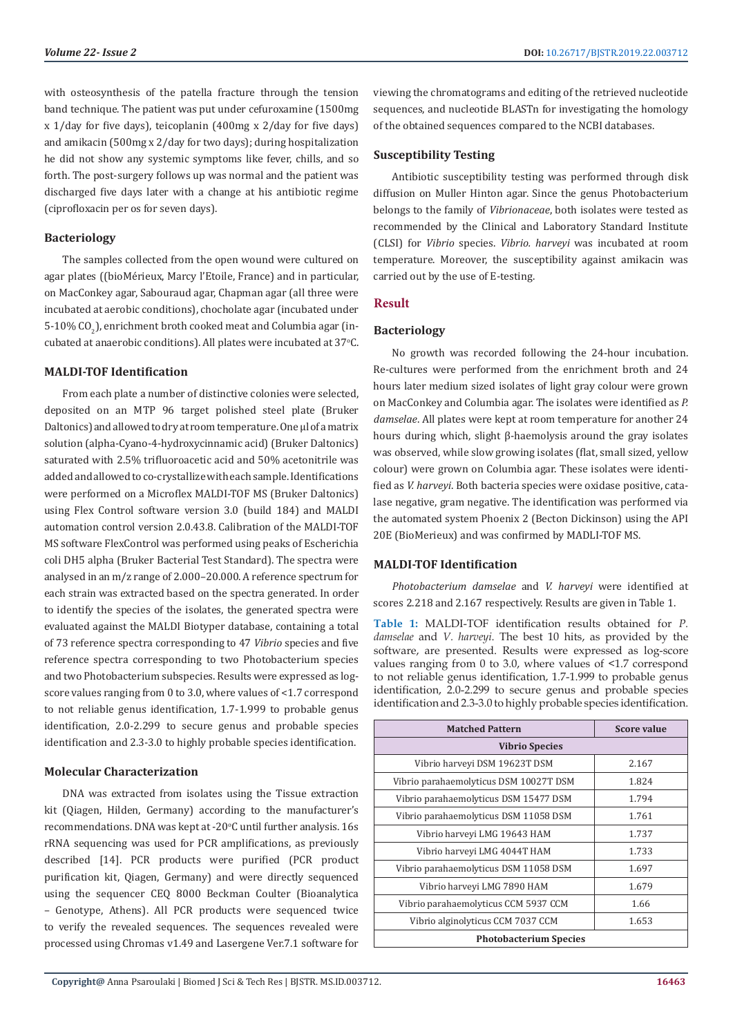with osteosynthesis of the patella fracture through the tension band technique. The patient was put under cefuroxamine (1500mg x 1/day for five days), teicoplanin (400mg x 2/day for five days) and amikacin (500mg x 2/day for two days); during hospitalization he did not show any systemic symptoms like fever, chills, and so forth. The post-surgery follows up was normal and the patient was discharged five days later with a change at his antibiotic regime (ciprofloxacin per os for seven days).

### Bacteriology

The samples collected from the open wound were cultured on agar plates ((bioMérieux, Marcy l'Etoile, France) and in particular, on MacConkey agar, Sabouraud agar, Chapman agar (all three were incubated at aerobic conditions), chocholate agar (incubated under 5-10% $CO_2$), enrichment broth cooked meat and Columbia agar (incubated at anaerobic conditions). All plates were incubated at 37°C.

### MALDI-TOF Identification

From each plate a number of distinctive colonies were selected, deposited on an MTP 96 target polished steel plate (Bruker Daltonics) and allowed to dry at room temperature. One µl of a matrix solution (alpha-Cyano-4-hydroxycinnamic acid) (Bruker Daltonics) saturated with 2.5% trifluoroacetic acid and 50% acetonitrile was added and allowed to co-crystallize with each sample. Identifications were performed on a Microflex MALDI-TOF MS (Bruker Daltonics) using Flex Control software version 3.0 (build 184) and MALDI automation control version 2.0.43.8. Calibration of the MALDI-TOF MS software FlexControl was performed using peaks of Escherichia coli DH5 alpha (Bruker Bacterial Test Standard). The spectra were analysed in an m/z range of 2.000–20.000. A reference spectrum for each strain was extracted based on the spectra generated. In order to identify the species of the isolates, the generated spectra were evaluated against the MALDI Biotyper database, containing a total of 73 reference spectra corresponding to 47 *Vibrio* species and five reference spectra corresponding to two Photobacterium species and two Photobacterium subspecies. Results were expressed as log-score values ranging from 0 to 3.0, where values of <1.7 correspond to not reliable genus identification, 1.7-1.999 to probable genus identification, 2.0-2.299 to secure genus and probable species identification and 2.3-3.0 to highly probable species identification.

### Molecular Characterization

DNA was extracted from isolates using the Tissue extraction kit (Qiagen, Hilden, Germany) according to the manufacturer's recommendations. DNA was kept at -20°C until further analysis. 16s rRNA sequencing was used for PCR amplifications, as previously described [14]. PCR products were purified (PCR product purification kit, Qiagen, Germany) and were directly sequenced using the sequencer CEQ 8000 Beckman Coulter (Bioanalytica – Genotype, Athens). All PCR products were sequenced twice to verify the revealed sequences. The sequences revealed were processed using Chromas v1.49 and Lasergene Ver.7.1 software for viewing the chromatograms and editing of the retrieved nucleotide sequences, and nucleotide BLASTn for investigating the homology of the obtained sequences compared to the NCBI databases.

### Susceptibility Testing

Antibiotic susceptibility testing was performed through disk diffusion on Muller Hinton agar. Since the genus Photobacterium belongs to the family of *Vibrionaceae*, both isolates were tested as recommended by the Clinical and Laboratory Standard Institute (CLSI) for *Vibrio* species. *Vibrio. harveyi* was incubated at room temperature. Moreover, the susceptibility against amikacin was carried out by the use of E-testing.

## Result

### Bacteriology

No growth was recorded following the 24-hour incubation. Re-cultures were performed from the enrichment broth and 24 hours later medium sized isolates of light gray colour were grown on MacConkey and Columbia agar. The isolates were identified as *P. damselae*. All plates were kept at room temperature for another 24 hours during which, slight β-haemolysis around the gray isolates was observed, while slow growing isolates (flat, small sized, yellow colour) were grown on Columbia agar. These isolates were identified as *V. harveyi*. Both bacteria species were oxidase positive, catalase negative, gram negative. The identification was performed via the automated system Phoenix 2 (Becton Dickinson) using the API 20E (BioMerieux) and was confirmed by MADLI-TOF MS.

### MALDI-TOF Identification

*Photobacterium damselae* and *V. harveyi* were identified at scores 2.218 and 2.167 respectively. Results are given in Table 1.

**Table 1:** MALDI-TOF identification results obtained for *P. damselae* and *V. harveyi*. The best 10 hits, as provided by the software, are presented. Results were expressed as log-score values ranging from 0 to 3.0, where values of <1.7 correspond to not reliable genus identification, 1.7-1.999 to probable genus identification, 2.0-2.299 to secure genus and probable species identification and 2.3-3.0 to highly probable species identification.

| Matched Pattern | Score value |
|---|---|
| **Vibrio Species** | |
| Vibrio harveyi DSM 19623T DSM | 2.167 |
| Vibrio parahaemolyticus DSM 10027T DSM | 1.824 |
| Vibrio parahaemolyticus DSM 15477 DSM | 1.794 |
| Vibrio parahaemolyticus DSM 11058 DSM | 1.761 |
| Vibrio harveyi LMG 19643 HAM | 1.737 |
| Vibrio harveyi LMG 4044T HAM | 1.733 |
| Vibrio parahaemolyticus DSM 11058 DSM | 1.697 |
| Vibrio harveyi LMG 7890 HAM | 1.679 |
| Vibrio parahaemolyticus CCM 5937 CCM | 1.66 |
| Vibrio alginolyticus CCM 7037 CCM | 1.653 |
| **Photobacterium Species** | |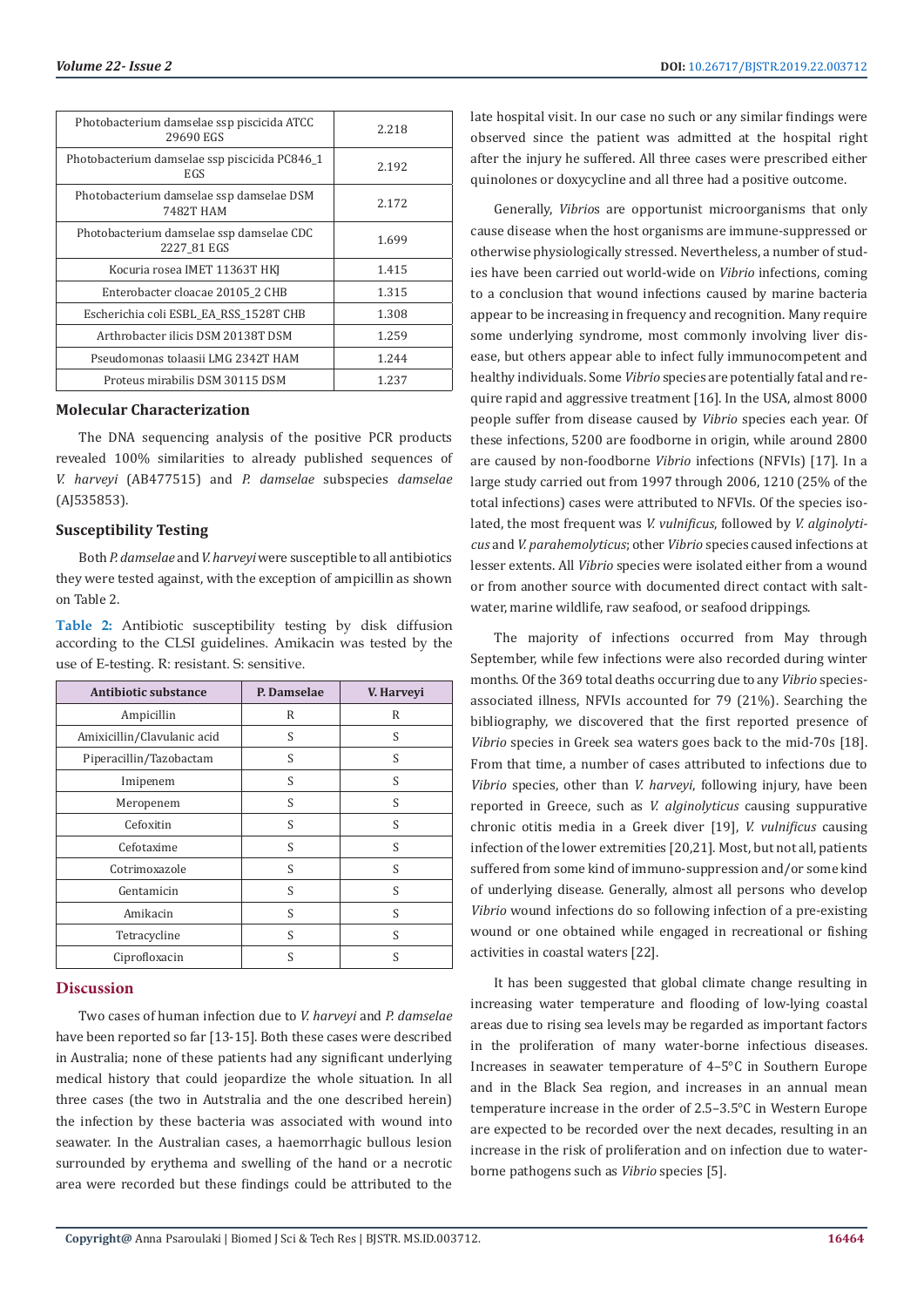| | |
|---|---|
| Photobacterium damselae ssp piscicida ATCC 29690 EGS | 2.218 |
| Photobacterium damselae ssp piscicida PC846_1 EGS | 2.192 |
| Photobacterium damselae ssp damselae DSM 7482T HAM | 2.172 |
| Photobacterium damselae ssp damselae CDC 2227_81 EGS | 1.699 |
| Kocuria rosea IMET 11363T HKJ | 1.415 |
| Enterobacter cloacae 20105_2 CHB | 1.315 |
| Escherichia coli ESBL_EA_RSS_1528T CHB | 1.308 |
| Arthrobacter ilicis DSM 20138T DSM | 1.259 |
| Pseudomonas tolaasii LMG 2342T HAM | 1.244 |
| Proteus mirabilis DSM 30115 DSM | 1.237 |

### Molecular Characterization

The DNA sequencing analysis of the positive PCR products revealed 100% similarities to already published sequences of *V. harveyi* (AB477515) and *P. damselae* subspecies *damselae* (AJ535853).

### Susceptibility Testing

Both *P. damselae* and *V. harveyi* were susceptible to all antibiotics they were tested against, with the exception of ampicillin as shown on Table 2.

**Table 2:** Antibiotic susceptibility testing by disk diffusion according to the CLSI guidelines. Amikacin was tested by the use of E-testing. R: resistant. S: sensitive.

| Antibiotic substance | P. Damselae | V. Harveyi |
|---|---|---|
| Ampicillin | R | R |
| Amixicillin/Clavulanic acid | S | S |
| Piperacillin/Tazobactam | S | S |
| Imipenem | S | S |
| Meropenem | S | S |
| Cefoxitin | S | S |
| Cefotaxime | S | S |
| Cotrimoxazole | S | S |
| Gentamicin | S | S |
| Amikacin | S | S |
| Tetracycline | S | S |
| Ciprofloxacin | S | S |

## Discussion

Two cases of human infection due to *V. harveyi* and *P. damselae* have been reported so far [13-15]. Both these cases were described in Australia; none of these patients had any significant underlying medical history that could jeopardize the whole situation. In all three cases (the two in Autstralia and the one described herein) the infection by these bacteria was associated with wound into seawater. In the Australian cases, a haemorrhagic bullous lesion surrounded by erythema and swelling of the hand or a necrotic area were recorded but these findings could be attributed to the late hospital visit. In our case no such or any similar findings were observed since the patient was admitted at the hospital right after the injury he suffered. All three cases were prescribed either quinolones or doxycycline and all three had a positive outcome.

Generally, *Vibrio*s are opportunist microorganisms that only cause disease when the host organisms are immune-suppressed or otherwise physiologically stressed. Nevertheless, a number of studies have been carried out world-wide on *Vibrio* infections, coming to a conclusion that wound infections caused by marine bacteria appear to be increasing in frequency and recognition. Many require some underlying syndrome, most commonly involving liver disease, but others appear able to infect fully immunocompetent and healthy individuals. Some *Vibrio* species are potentially fatal and require rapid and aggressive treatment [16]. In the USA, almost 8000 people suffer from disease caused by *Vibrio* species each year. Of these infections, 5200 are foodborne in origin, while around 2800 are caused by non-foodborne *Vibrio* infections (NFVIs) [17]. In a large study carried out from 1997 through 2006, 1210 (25% of the total infections) cases were attributed to NFVIs. Of the species isolated, the most frequent was *V. vulnificus*, followed by *V. alginolyticus* and *V. parahemolyticus*; other *Vibrio* species caused infections at lesser extents. All *Vibrio* species were isolated either from a wound or from another source with documented direct contact with saltwater, marine wildlife, raw seafood, or seafood drippings.

The majority of infections occurred from May through September, while few infections were also recorded during winter months. Of the 369 total deaths occurring due to any *Vibrio* species-associated illness, NFVIs accounted for 79 (21%). Searching the bibliography, we discovered that the first reported presence of *Vibrio* species in Greek sea waters goes back to the mid-70s [18]. From that time, a number of cases attributed to infections due to *Vibrio* species, other than *V. harveyi*, following injury, have been reported in Greece, such as *V. alginolyticus* causing suppurative chronic otitis media in a Greek diver [19], *V. vulnificus* causing infection of the lower extremities [20,21]. Most, but not all, patients suffered from some kind of immuno-suppression and/or some kind of underlying disease. Generally, almost all persons who develop *Vibrio* wound infections do so following infection of a pre-existing wound or one obtained while engaged in recreational or fishing activities in coastal waters [22].

It has been suggested that global climate change resulting in increasing water temperature and flooding of low-lying coastal areas due to rising sea levels may be regarded as important factors in the proliferation of many water-borne infectious diseases. Increases in seawater temperature of 4–5°C in Southern Europe and in the Black Sea region, and increases in an annual mean temperature increase in the order of 2.5–3.5°C in Western Europe are expected to be recorded over the next decades, resulting in an increase in the risk of proliferation and on infection due to water-borne pathogens such as *Vibrio* species [5].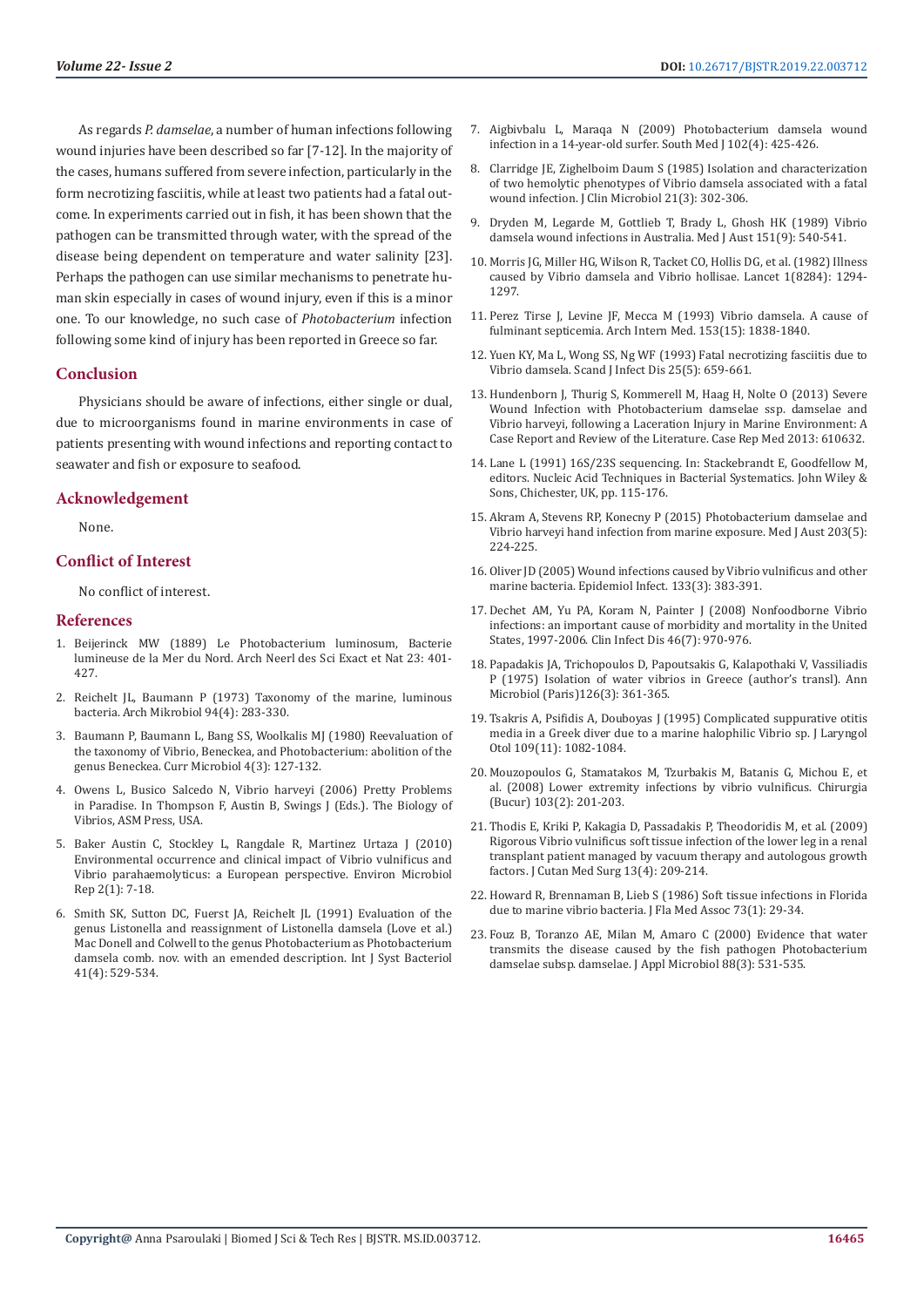As regards *P. damselae*, a number of human infections following wound injuries have been described so far [7-12]. In the majority of the cases, humans suffered from severe infection, particularly in the form necrotizing fasciitis, while at least two patients had a fatal outcome. In experiments carried out in fish, it has been shown that the pathogen can be transmitted through water, with the spread of the disease being dependent on temperature and water salinity [23]. Perhaps the pathogen can use similar mechanisms to penetrate human skin especially in cases of wound injury, even if this is a minor one. To our knowledge, no such case of *Photobacterium* infection following some kind of injury has been reported in Greece so far.

## Conclusion

Physicians should be aware of infections, either single or dual, due to microorganisms found in marine environments in case of patients presenting with wound infections and reporting contact to seawater and fish or exposure to seafood.

## Acknowledgement

None.

## Conflict of Interest

No conflict of interest.

## References

1. Beijerinck MW (1889) Le Photobacterium luminosum, Bacterie lumineuse de la Mer du Nord. Arch Neerl des Sci Exact et Nat 23: 401-427.
2. Reichelt JL, Baumann P (1973) Taxonomy of the marine, luminous bacteria. Arch Mikrobiol 94(4): 283-330.
3. Baumann P, Baumann L, Bang SS, Woolkalis MJ (1980) Reevaluation of the taxonomy of Vibrio, Beneckea, and Photobacterium: abolition of the genus Beneckea. Curr Microbiol 4(3): 127-132.
4. Owens L, Busico Salcedo N, Vibrio harveyi (2006) Pretty Problems in Paradise. In Thompson F, Austin B, Swings J (Eds.). The Biology of Vibrios, ASM Press, USA.
5. Baker Austin C, Stockley L, Rangdale R, Martinez Urtaza J (2010) Environmental occurrence and clinical impact of Vibrio vulnificus and Vibrio parahaemolyticus: a European perspective. Environ Microbiol Rep 2(1): 7-18.
6. Smith SK, Sutton DC, Fuerst JA, Reichelt JL (1991) Evaluation of the genus Listonella and reassignment of Listonella damsela (Love et al.) Mac Donell and Colwell to the genus Photobacterium as Photobacterium damsela comb. nov. with an emended description. Int J Syst Bacteriol 41(4): 529-534.
7. Aigbivbalu L, Maraqa N (2009) Photobacterium damsela wound infection in a 14-year-old surfer. South Med J 102(4): 425-426.
8. Clarridge JE, Zighelboim Daum S (1985) Isolation and characterization of two hemolytic phenotypes of Vibrio damsela associated with a fatal wound infection. J Clin Microbiol 21(3): 302-306.
9. Dryden M, Legarde M, Gottlieb T, Brady L, Ghosh HK (1989) Vibrio damsela wound infections in Australia. Med J Aust 151(9): 540-541.
10. Morris JG, Miller HG, Wilson R, Tacket CO, Hollis DG, et al. (1982) Illness caused by Vibrio damsela and Vibrio hollisae. Lancet 1(8284): 1294-1297.
11. Perez Tirse J, Levine JF, Mecca M (1993) Vibrio damsela. A cause of fulminant septicemia. Arch Intern Med. 153(15): 1838-1840.
12. Yuen KY, Ma L, Wong SS, Ng WF (1993) Fatal necrotizing fasciitis due to Vibrio damsela. Scand J Infect Dis 25(5): 659-661.
13. Hundenborn J, Thurig S, Kommerell M, Haag H, Nolte O (2013) Severe Wound Infection with Photobacterium damselae ssp. damselae and Vibrio harveyi, following a Laceration Injury in Marine Environment: A Case Report and Review of the Literature. Case Rep Med 2013: 610632.
14. Lane L (1991) 16S/23S sequencing. In: Stackebrandt E, Goodfellow M, editors. Nucleic Acid Techniques in Bacterial Systematics. John Wiley & Sons, Chichester, UK, pp. 115-176.
15. Akram A, Stevens RP, Konecny P (2015) Photobacterium damselae and Vibrio harveyi hand infection from marine exposure. Med J Aust 203(5): 224-225.
16. Oliver JD (2005) Wound infections caused by Vibrio vulnificus and other marine bacteria. Epidemiol Infect. 133(3): 383-391.
17. Dechet AM, Yu PA, Koram N, Painter J (2008) Nonfoodborne Vibrio infections: an important cause of morbidity and mortality in the United States, 1997-2006. Clin Infect Dis 46(7): 970-976.
18. Papadakis JA, Trichopoulos D, Papoutsakis G, Kalapothaki V, Vassiliadis P (1975) Isolation of water vibrios in Greece (author's transl). Ann Microbiol (Paris)126(3): 361-365.
19. Tsakris A, Psifidis A, Douboyas J (1995) Complicated suppurative otitis media in a Greek diver due to a marine halophilic Vibrio sp. J Laryngol Otol 109(11): 1082-1084.
20. Mouzopoulos G, Stamatakos M, Tzurbakis M, Batanis G, Michou E, et al. (2008) Lower extremity infections by vibrio vulnificus. Chirurgia (Bucur) 103(2): 201-203.
21. Thodis E, Kriki P, Kakagia D, Passadakis P, Theodoridis M, et al. (2009) Rigorous Vibrio vulnificus soft tissue infection of the lower leg in a renal transplant patient managed by vacuum therapy and autologous growth factors. J Cutan Med Surg 13(4): 209-214.
22. Howard R, Brennaman B, Lieb S (1986) Soft tissue infections in Florida due to marine vibrio bacteria. J Fla Med Assoc 73(1): 29-34.
23. Fouz B, Toranzo AE, Milan M, Amaro C (2000) Evidence that water transmits the disease caused by the fish pathogen Photobacterium damselae subsp. damselae. J Appl Microbiol 88(3): 531-535.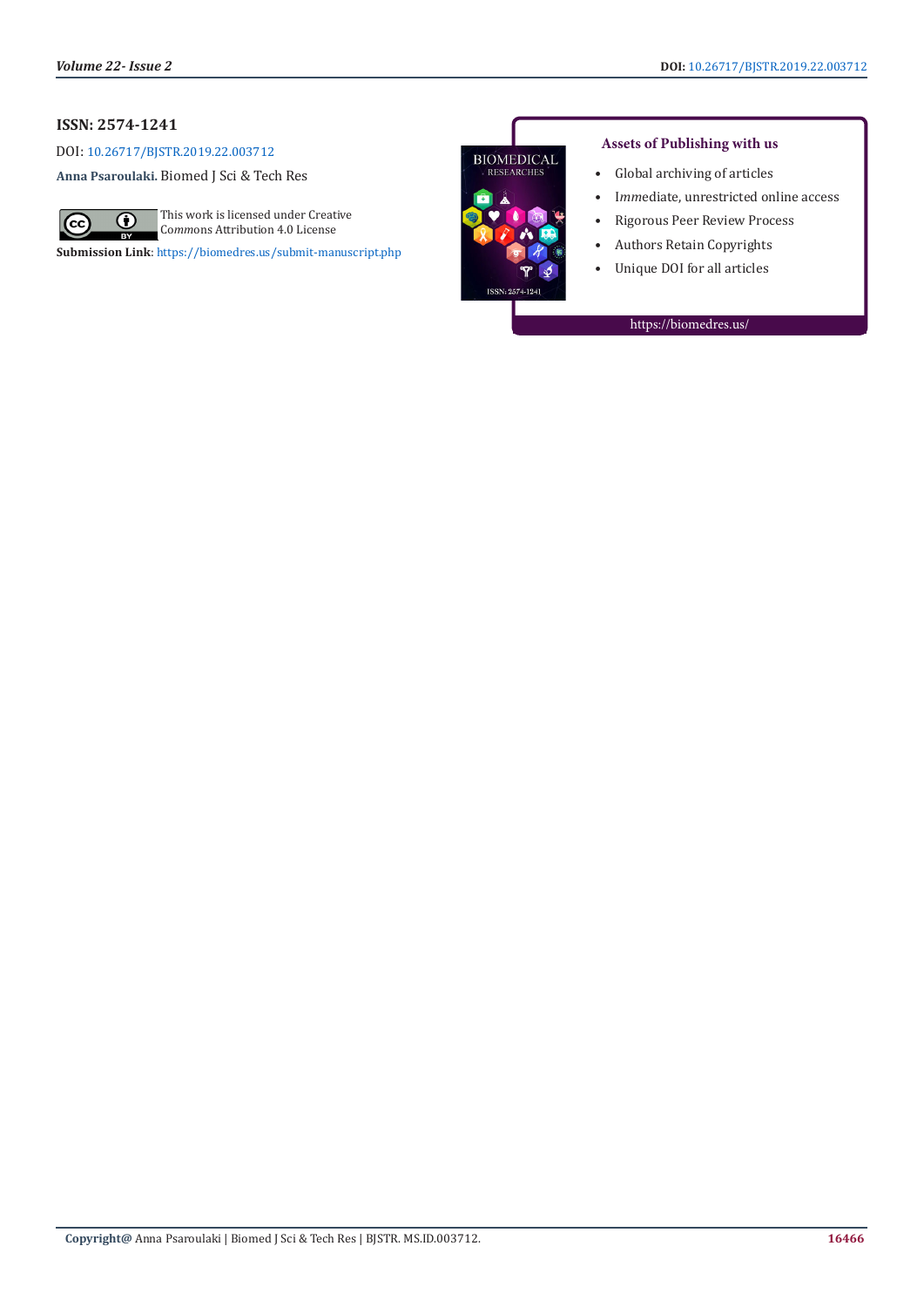**ISSN: 2574-1241**

DOI: 10.26717/BJSTR.2019.22.003712

**Anna Psaroulaki.** Biomed J Sci & Tech Res

This work is licensed under Creative Commons Attribution 4.0 License

**Submission Link**: https://biomedres.us/submit-manuscript.php

**Assets of Publishing with us**

- Global archiving of articles
- Immediate, unrestricted online access
- Rigorous Peer Review Process
- Authors Retain Copyrights
- Unique DOI for all articles

https://biomedres.us/